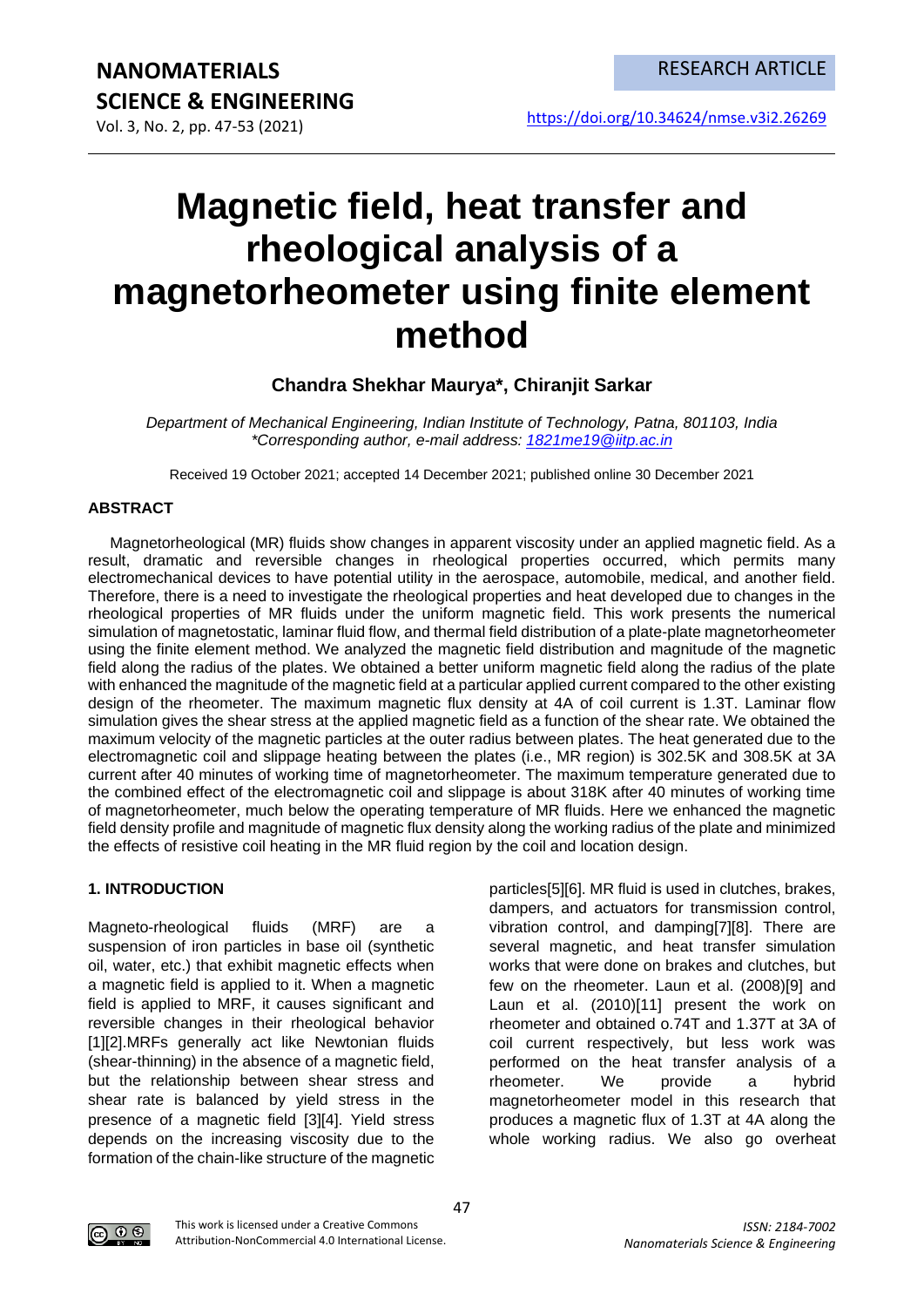RESEARCH ARTICLE

https://doi.org/10.34624/nmse.v3i2.26269

# Magnetic field, heat transfer and rheological analysis of a magnetorheometer using finite element method

**Chandra Shekhar Maurya\*, Chiranjit Sarkar**

*Department of Mechanical Engineering, Indian Institute of Technology, Patna, 801103, India*
*\*Corresponding author, e-mail address: 1821me19@iitp.ac.in*

Received 19 October 2021; accepted 14 December 2021; published online 30 December 2021

## ABSTRACT

Magnetorheological (MR) fluids show changes in apparent viscosity under an applied magnetic field. As a result, dramatic and reversible changes in rheological properties occurred, which permits many electromechanical devices to have potential utility in the aerospace, automobile, medical, and another field. Therefore, there is a need to investigate the rheological properties and heat developed due to changes in the rheological properties of MR fluids under the uniform magnetic field. This work presents the numerical simulation of magnetostatic, laminar fluid flow, and thermal field distribution of a plate-plate magnetorheometer using the finite element method. We analyzed the magnetic field distribution and magnitude of the magnetic field along the radius of the plates. We obtained a better uniform magnetic field along the radius of the plate with enhanced the magnitude of the magnetic field at a particular applied current compared to the other existing design of the rheometer. The maximum magnetic flux density at 4A of coil current is 1.3T. Laminar flow simulation gives the shear stress at the applied magnetic field as a function of the shear rate. We obtained the maximum velocity of the magnetic particles at the outer radius between plates. The heat generated due to the electromagnetic coil and slippage heating between the plates (i.e., MR region) is 302.5K and 308.5K at 3A current after 40 minutes of working time of magnetorheometer. The maximum temperature generated due to the combined effect of the electromagnetic coil and slippage is about 318K after 40 minutes of working time of magnetorheometer, much below the operating temperature of MR fluids. Here we enhanced the magnetic field density profile and magnitude of magnetic flux density along the working radius of the plate and minimized the effects of resistive coil heating in the MR fluid region by the coil and location design.

## 1. INTRODUCTION

Magneto-rheological fluids (MRF) are a suspension of iron particles in base oil (synthetic oil, water, etc.) that exhibit magnetic effects when a magnetic field is applied to it. When a magnetic field is applied to MRF, it causes significant and reversible changes in their rheological behavior [1][2].MRFs generally act like Newtonian fluids (shear-thinning) in the absence of a magnetic field, but the relationship between shear stress and shear rate is balanced by yield stress in the presence of a magnetic field [3][4]. Yield stress depends on the increasing viscosity due to the formation of the chain-like structure of the magnetic particles[5][6]. MR fluid is used in clutches, brakes, dampers, and actuators for transmission control, vibration control, and damping[7][8]. There are several magnetic, and heat transfer simulation works that were done on brakes and clutches, but few on the rheometer. Laun et al. (2008)[9] and Laun et al. (2010)[11] present the work on rheometer and obtained o.74T and 1.37T at 3A of coil current respectively, but less work was performed on the heat transfer analysis of a rheometer. We provide a hybrid magnetorheometer model in this research that produces a magnetic flux of 1.3T at 4A along the whole working radius. We also go overheat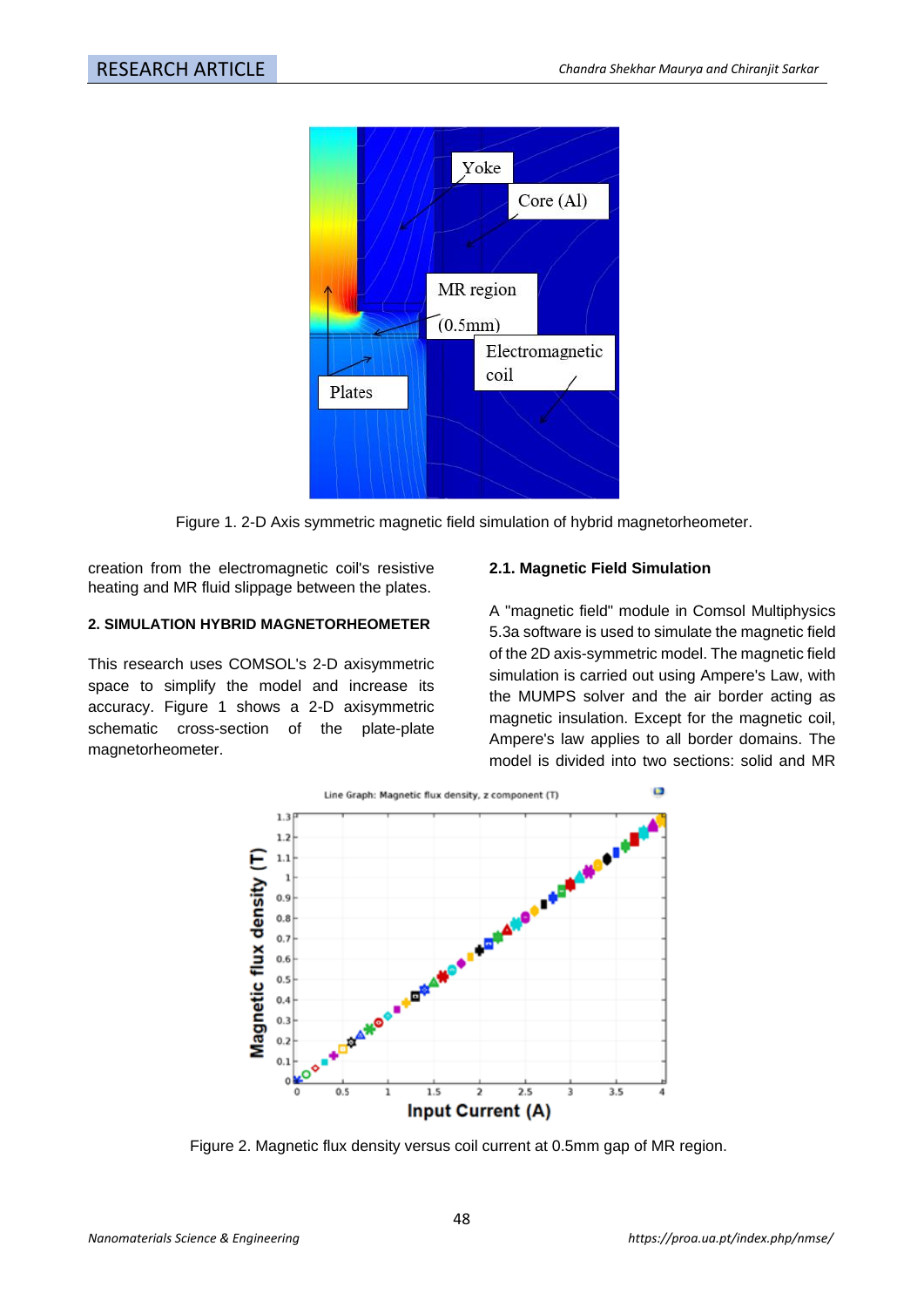Figure 1. 2-D Axis symmetric magnetic field simulation of hybrid magnetorheometer.

creation from the electromagnetic coil's resistive heating and MR fluid slippage between the plates.

## 2. SIMULATION HYBRID MAGNETORHEOMETER

This research uses COMSOL's 2-D axisymmetric space to simplify the model and increase its accuracy. Figure 1 shows a 2-D axisymmetric schematic cross-section of the plate-plate magnetorheometer.

### 2.1. Magnetic Field Simulation

A "magnetic field" module in Comsol Multiphysics 5.3a software is used to simulate the magnetic field of the 2D axis-symmetric model. The magnetic field simulation is carried out using Ampere's Law, with the MUMPS solver and the air border acting as magnetic insulation. Except for the magnetic coil, Ampere's law applies to all border domains. The model is divided into two sections: solid and MR

Figure 2. Magnetic flux density versus coil current at 0.5mm gap of MR region.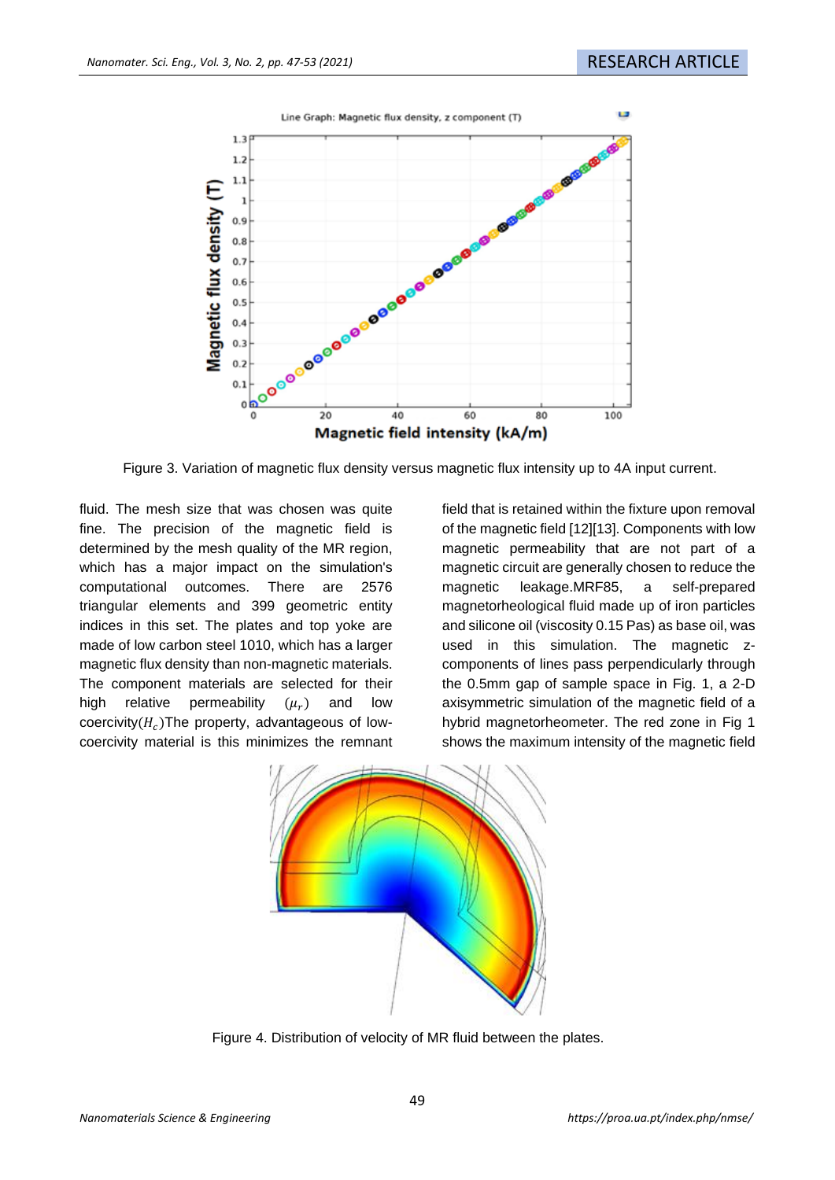Figure 3. Variation of magnetic flux density versus magnetic flux intensity up to 4A input current.

fluid. The mesh size that was chosen was quite fine. The precision of the magnetic field is determined by the mesh quality of the MR region, which has a major impact on the simulation's computational outcomes. There are 2576 triangular elements and 399 geometric entity indices in this set. The plates and top yoke are made of low carbon steel 1010, which has a larger magnetic flux density than non-magnetic materials. The component materials are selected for their high relative permeability ($\mu_r$) and low coercivity($H_c$)The property, advantageous of low-coercivity material is this minimizes the remnant field that is retained within the fixture upon removal of the magnetic field [12][13]. Components with low magnetic permeability that are not part of a magnetic circuit are generally chosen to reduce the magnetic leakage.MRF85, a self-prepared magnetorheological fluid made up of iron particles and silicone oil (viscosity 0.15 Pas) as base oil, was used in this simulation. The magnetic z-components of lines pass perpendicularly through the 0.5mm gap of sample space in Fig. 1, a 2-D axisymmetric simulation of the magnetic field of a hybrid magnetorheometer. The red zone in Fig 1 shows the maximum intensity of the magnetic field

Figure 4. Distribution of velocity of MR fluid between the plates.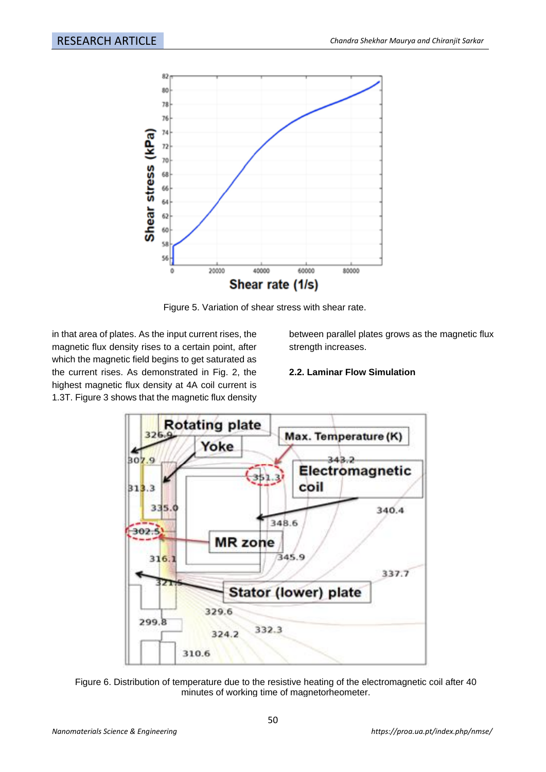Figure 5. Variation of shear stress with shear rate.

in that area of plates. As the input current rises, the magnetic flux density rises to a certain point, after which the magnetic field begins to get saturated as the current rises. As demonstrated in Fig. 2, the highest magnetic flux density at 4A coil current is 1.3T. Figure 3 shows that the magnetic flux density between parallel plates grows as the magnetic flux strength increases.

### 2.2. Laminar Flow Simulation

Figure 6. Distribution of temperature due to the resistive heating of the electromagnetic coil after 40 minutes of working time of magnetorheometer.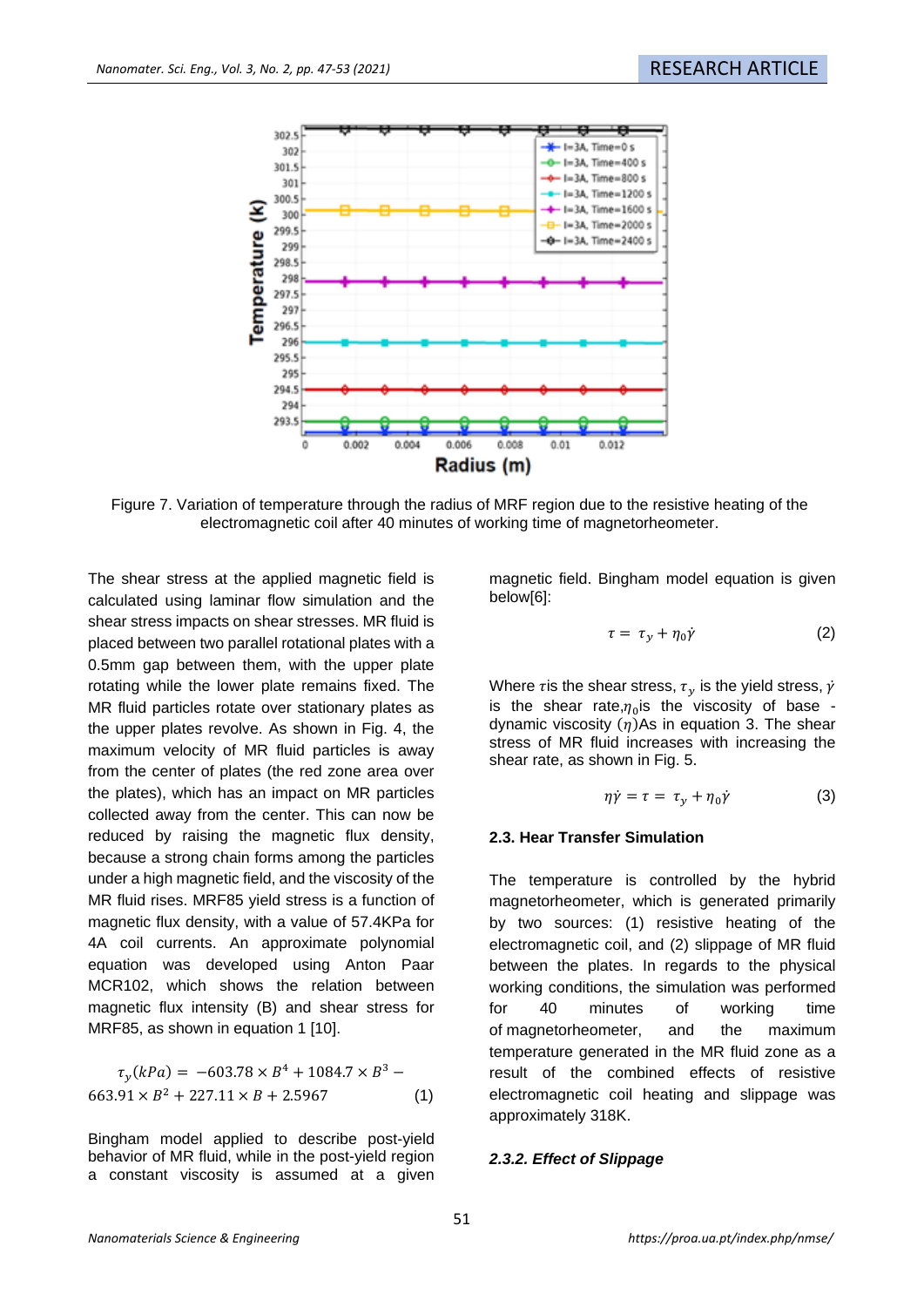Figure 7. Variation of temperature through the radius of MRF region due to the resistive heating of the electromagnetic coil after 40 minutes of working time of magnetorheometer.

The shear stress at the applied magnetic field is calculated using laminar flow simulation and the shear stress impacts on shear stresses. MR fluid is placed between two parallel rotational plates with a 0.5mm gap between them, with the upper plate rotating while the lower plate remains fixed. The MR fluid particles rotate over stationary plates as the upper plates revolve. As shown in Fig. 4, the maximum velocity of MR fluid particles is away from the center of plates (the red zone area over the plates), which has an impact on MR particles collected away from the center. This can now be reduced by raising the magnetic flux density, because a strong chain forms among the particles under a high magnetic field, and the viscosity of the MR fluid rises. MRF85 yield stress is a function of magnetic flux density, with a value of 57.4KPa for 4A coil currents. An approximate polynomial equation was developed using Anton Paar MCR102, which shows the relation between magnetic flux intensity (B) and shear stress for MRF85, as shown in equation 1 [10].

$$\tau_y(kPa) = -603.78 \times B^4 + 1084.7 \times B^3 - 663.91 \times B^2 + 227.11 \times B + 2.5967 \qquad (1)$$

Bingham model applied to describe post-yield behavior of MR fluid, while in the post-yield region a constant viscosity is assumed at a given magnetic field. Bingham model equation is given below[6]:

$$\tau = \tau_y + \eta_0 \dot{\gamma} \qquad (2)$$

Where $\tau$is the shear stress, $\tau_y$ is the yield stress, $\dot{\gamma}$ is the shear rate,$\eta_0$is the viscosity of base - dynamic viscosity ($\eta$)As in equation 3. The shear stress of MR fluid increases with increasing the shear rate, as shown in Fig. 5.

$$\eta \dot{\gamma} = \tau = \tau_y + \eta_0 \dot{\gamma} \qquad (3)$$

### 2.3. Hear Transfer Simulation

The temperature is controlled by the hybrid magnetorheometer, which is generated primarily by two sources: (1) resistive heating of the electromagnetic coil, and (2) slippage of MR fluid between the plates. In regards to the physical working conditions, the simulation was performed for 40 minutes of working time of magnetorheometer, and the maximum temperature generated in the MR fluid zone as a result of the combined effects of resistive electromagnetic coil heating and slippage was approximately 318K.

#### *2.3.2. Effect of Slippage*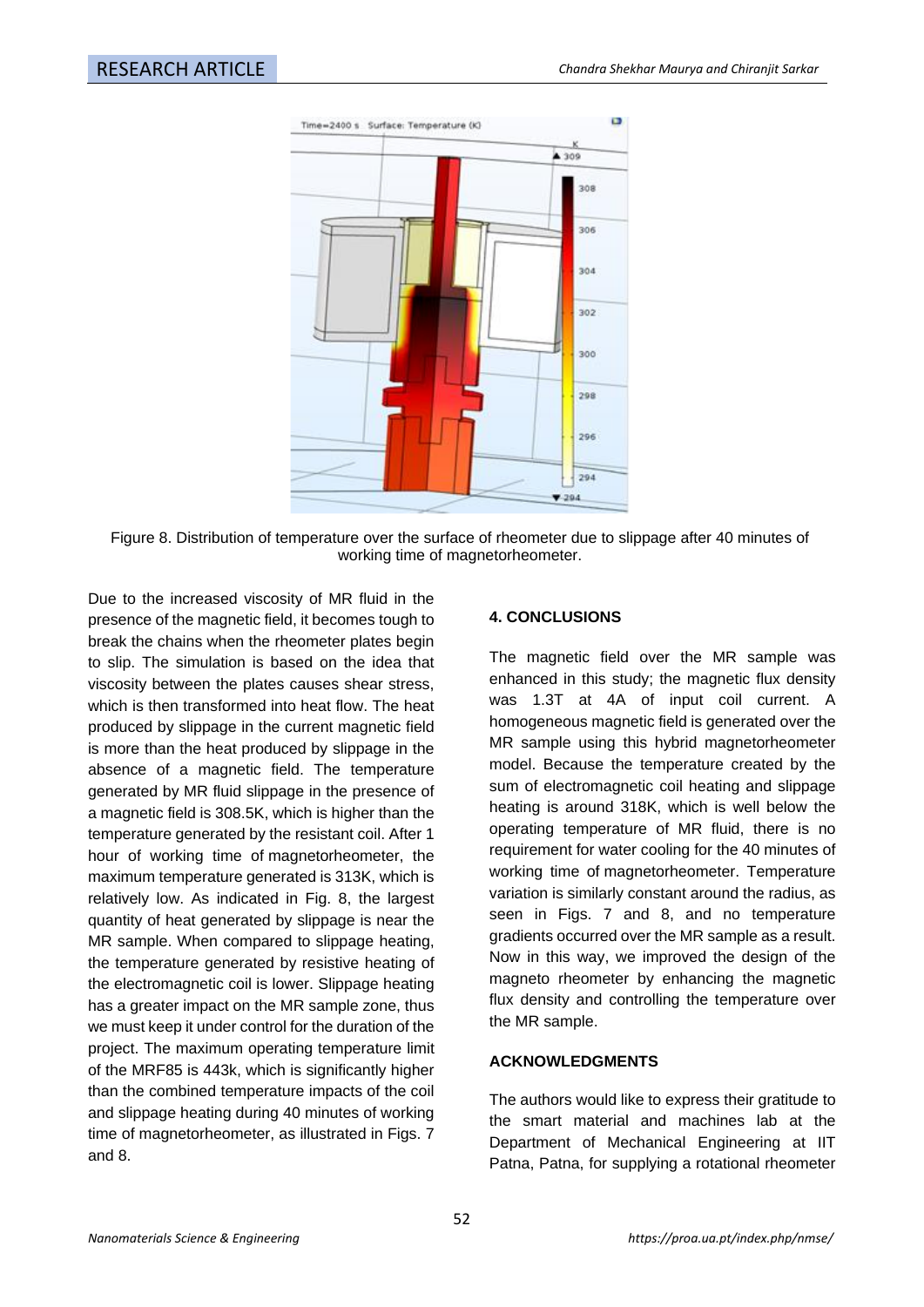Figure 8. Distribution of temperature over the surface of rheometer due to slippage after 40 minutes of working time of magnetorheometer.

Due to the increased viscosity of MR fluid in the presence of the magnetic field, it becomes tough to break the chains when the rheometer plates begin to slip. The simulation is based on the idea that viscosity between the plates causes shear stress, which is then transformed into heat flow. The heat produced by slippage in the current magnetic field is more than the heat produced by slippage in the absence of a magnetic field. The temperature generated by MR fluid slippage in the presence of a magnetic field is 308.5K, which is higher than the temperature generated by the resistant coil. After 1 hour of working time of magnetorheometer, the maximum temperature generated is 313K, which is relatively low. As indicated in Fig. 8, the largest quantity of heat generated by slippage is near the MR sample. When compared to slippage heating, the temperature generated by resistive heating of the electromagnetic coil is lower. Slippage heating has a greater impact on the MR sample zone, thus we must keep it under control for the duration of the project. The maximum operating temperature limit of the MRF85 is 443k, which is significantly higher than the combined temperature impacts of the coil and slippage heating during 40 minutes of working time of magnetorheometer, as illustrated in Figs. 7 and 8.

## 4. CONCLUSIONS

The magnetic field over the MR sample was enhanced in this study; the magnetic flux density was 1.3T at 4A of input coil current. A homogeneous magnetic field is generated over the MR sample using this hybrid magnetorheometer model. Because the temperature created by the sum of electromagnetic coil heating and slippage heating is around 318K, which is well below the operating temperature of MR fluid, there is no requirement for water cooling for the 40 minutes of working time of magnetorheometer. Temperature variation is similarly constant around the radius, as seen in Figs. 7 and 8, and no temperature gradients occurred over the MR sample as a result. Now in this way, we improved the design of the magneto rheometer by enhancing the magnetic flux density and controlling the temperature over the MR sample.

## ACKNOWLEDGMENTS

The authors would like to express their gratitude to the smart material and machines lab at the Department of Mechanical Engineering at IIT Patna, Patna, for supplying a rotational rheometer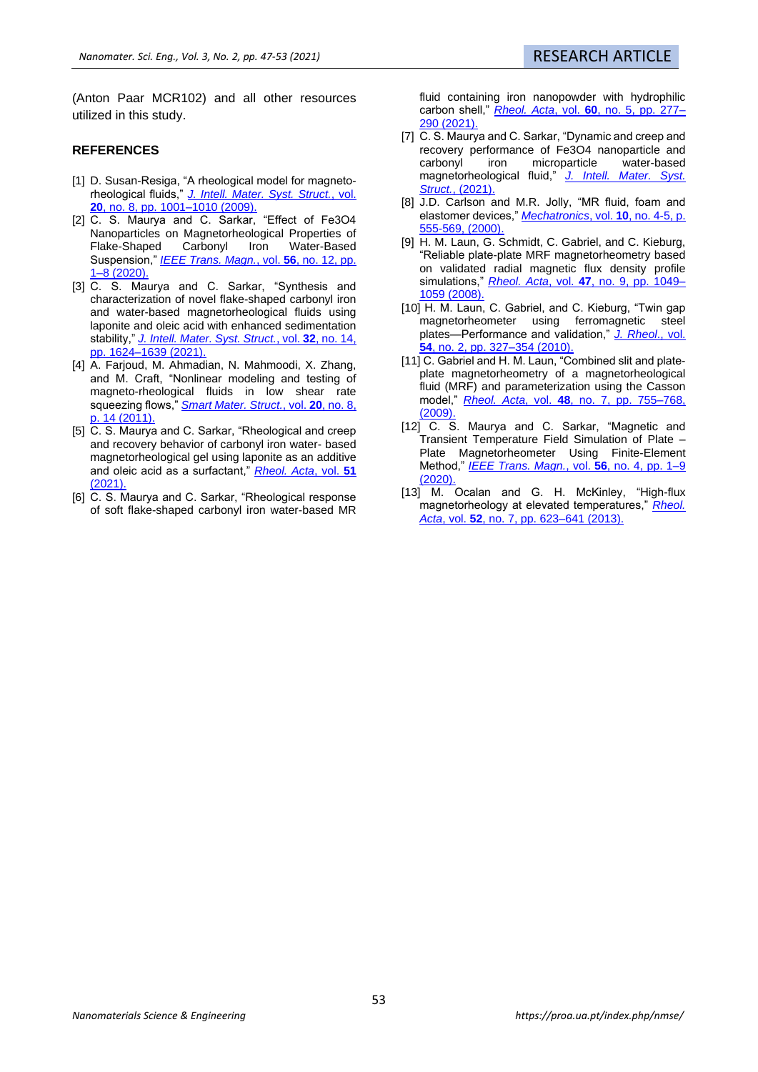(Anton Paar MCR102) and all other resources utilized in this study.

## REFERENCES

[1] D. Susan-Resiga, "A rheological model for magneto-rheological fluids," *J. Intell. Mater. Syst. Struct.*, vol. **20**, no. 8, pp. 1001–1010 (2009).

[2] C. S. Maurya and C. Sarkar, "Effect of Fe3O4 Nanoparticles on Magnetorheological Properties of Flake-Shaped Carbonyl Iron Water-Based Suspension," *IEEE Trans. Magn.*, vol. **56**, no. 12, pp. 1–8 (2020).

[3] C. S. Maurya and C. Sarkar, "Synthesis and characterization of novel flake-shaped carbonyl iron and water-based magnetorheological fluids using laponite and oleic acid with enhanced sedimentation stability," *J. Intell. Mater. Syst. Struct.*, vol. **32**, no. 14, pp. 1624–1639 (2021).

[4] A. Farjoud, M. Ahmadian, N. Mahmoodi, X. Zhang, and M. Craft, "Nonlinear modeling and testing of magneto-rheological fluids in low shear rate squeezing flows," *Smart Mater. Struct.*, vol. **20**, no. 8, p. 14 (2011).

[5] C. S. Maurya and C. Sarkar, "Rheological and creep and recovery behavior of carbonyl iron water- based magnetorheological gel using laponite as an additive and oleic acid as a surfactant," *Rheol. Acta*, vol. **51** (2021).

[6] C. S. Maurya and C. Sarkar, "Rheological response of soft flake-shaped carbonyl iron water-based MR fluid containing iron nanopowder with hydrophilic carbon shell," *Rheol. Acta*, vol. **60**, no. 5, pp. 277–290 (2021).

[7] C. S. Maurya and C. Sarkar, "Dynamic and creep and recovery performance of Fe3O4 nanoparticle and carbonyl iron microparticle water-based magnetorheological fluid," *J. Intell. Mater. Syst. Struct.*, (2021).

[8] J.D. Carlson and M.R. Jolly, "MR fluid, foam and elastomer devices," *Mechatronics*, vol. **10**, no. 4-5, p. 555-569, (2000).

[9] H. M. Laun, G. Schmidt, C. Gabriel, and C. Kieburg, "Reliable plate-plate MRF magnetorheometry based on validated radial magnetic flux density profile simulations," *Rheol. Acta*, vol. **47**, no. 9, pp. 1049–1059 (2008).

[10] H. M. Laun, C. Gabriel, and C. Kieburg, "Twin gap magnetorheometer using ferromagnetic steel plates—Performance and validation," *J. Rheol.*, vol. **54**, no. 2, pp. 327–354 (2010).

[11] C. Gabriel and H. M. Laun, "Combined slit and plate-plate magnetorheometry of a magnetorheological fluid (MRF) and parameterization using the Casson model," *Rheol. Acta*, vol. **48**, no. 7, pp. 755–768, (2009).

[12] C. S. Maurya and C. Sarkar, "Magnetic and Transient Temperature Field Simulation of Plate – Plate Magnetorheometer Using Finite-Element Method," *IEEE Trans. Magn.*, vol. **56**, no. 4, pp. 1–9 (2020).

[13] M. Ocalan and G. H. McKinley, "High-flux magnetorheology at elevated temperatures," *Rheol. Acta*, vol. **52**, no. 7, pp. 623–641 (2013).